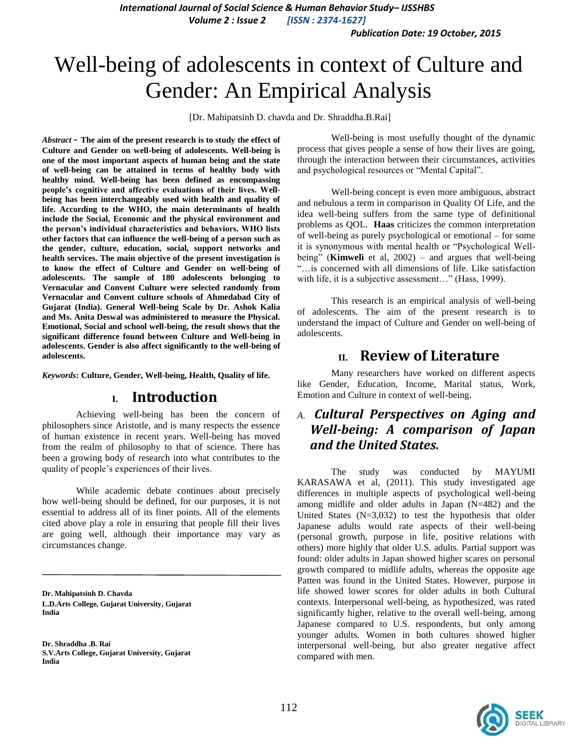# Well-being of adolescents in context of Culture and Gender: An Empirical Analysis

[Dr. Mahipatsinh D. chavda and Dr. Shraddha.B.Rai]

*Abstract* - **The aim of the present research is to study the effect of Culture and Gender on well-being of adolescents. Well-being is one of the most important aspects of human being and the state of well-being can be attained in terms of healthy body with healthy mind. Well-being has been defined as encompassing people's cognitive and affective evaluations of their lives. Well-being has been interchangeably used with health and quality of life. According to the WHO, the main determinants of health include the Social, Economic and the physical environment and the person's individual characteristics and behaviors. WHO lists other factors that can influence the well-being of a person such as the gender, culture, education, social, support networks and health services. The main objective of the present investigation is to know the effect of Culture and Gender on well-being of adolescents. The sample of 180 adolescents belonging to Vernacular and Convent Culture were selected randomly from Vernacular and Convent culture schools of Ahmedabad City of Gujarat (India). General Well-being Scale by Dr. Ashok Kalia and Ms. Anita Deswal was administered to measure the Physical. Emotional, Social and school well-being, the result shows that the significant difference found between Culture and Well-being in adolescents. Gender is also affect significantly to the well-being of adolescents.**

*Keywords*: **Culture, Gender, Well-being, Health, Quality of life.**

## I. Introduction

Achieving well-being has been the concern of philosophers since Aristotle, and is many respects the essence of human existence in recent years. Well-being has moved from the realm of philosophy to that of science. There has been a growing body of research into what contributes to the quality of people's experiences of their lives.

While academic debate continues about precisely how well-being should be defined, for our purposes, it is not essential to address all of its finer points. All of the elements cited above play a role in ensuring that people fill their lives are going well, although their importance may vary as circumstances change.

Well-being is most usefully thought of the dynamic process that gives people a sense of how their lives are going, through the interaction between their circumstances, activities and psychological resources or "Mental Capital".

Well-being concept is even more ambiguous, abstract and nebulous a term in comparison in Quality Of Life, and the idea well-being suffers from the same type of definitional problems as QOL. **Haas** criticizes the common interpretation of well-being as purely psychological or emotional – for some it is synonymous with mental health or "Psychological Well-being" (**Kimweli** et al, 2002) – and argues that well-being "…is concerned with all dimensions of life. Like satisfaction with life, it is a subjective assessment…" (Hass, 1999).

This research is an empirical analysis of well-being of adolescents. The aim of the present research is to understand the impact of Culture and Gender on well-being of adolescents.

## II. Review of Literature

Many researchers have worked on different aspects like Gender, Education, Income, Marital status, Work, Emotion and Culture in context of well-being.

### *A. Cultural Perspectives on Aging and Well-being: A comparison of Japan and the United States.*

The study was conducted by MAYUMI KARASAWA et al, (2011). This study investigated age differences in multiple aspects of psychological well-being among midlife and older adults in Japan (N=482) and the United States (N=3,032) to test the hypothesis that older Japanese adults would rate aspects of their well-being (personal growth, purpose in life, positive relations with others) more highly that older U.S. adults. Partial support was found: older adults in Japan showed higher scares on personal growth compared to midlife adults, whereas the opposite age Patten was found in the United States. However, purpose in life showed lower scores for older adults in both Cultural contexts. Interpersonal well-being, as hypothesized, was rated significantly higher, relative to the overall well-being, among Japanese compared to U.S. respondents, but only among younger adults. Women in both cultures showed higher interpersonal well-being, but also greater negative affect compared with men.

---

**Dr. Mahipatsinh D. Chavda**
**L.D.Arts College, Gujarat University, Gujarat India**

**Dr. Shraddha .B. Rai**
**S.V.Arts College, Gujarat University, Gujarat India**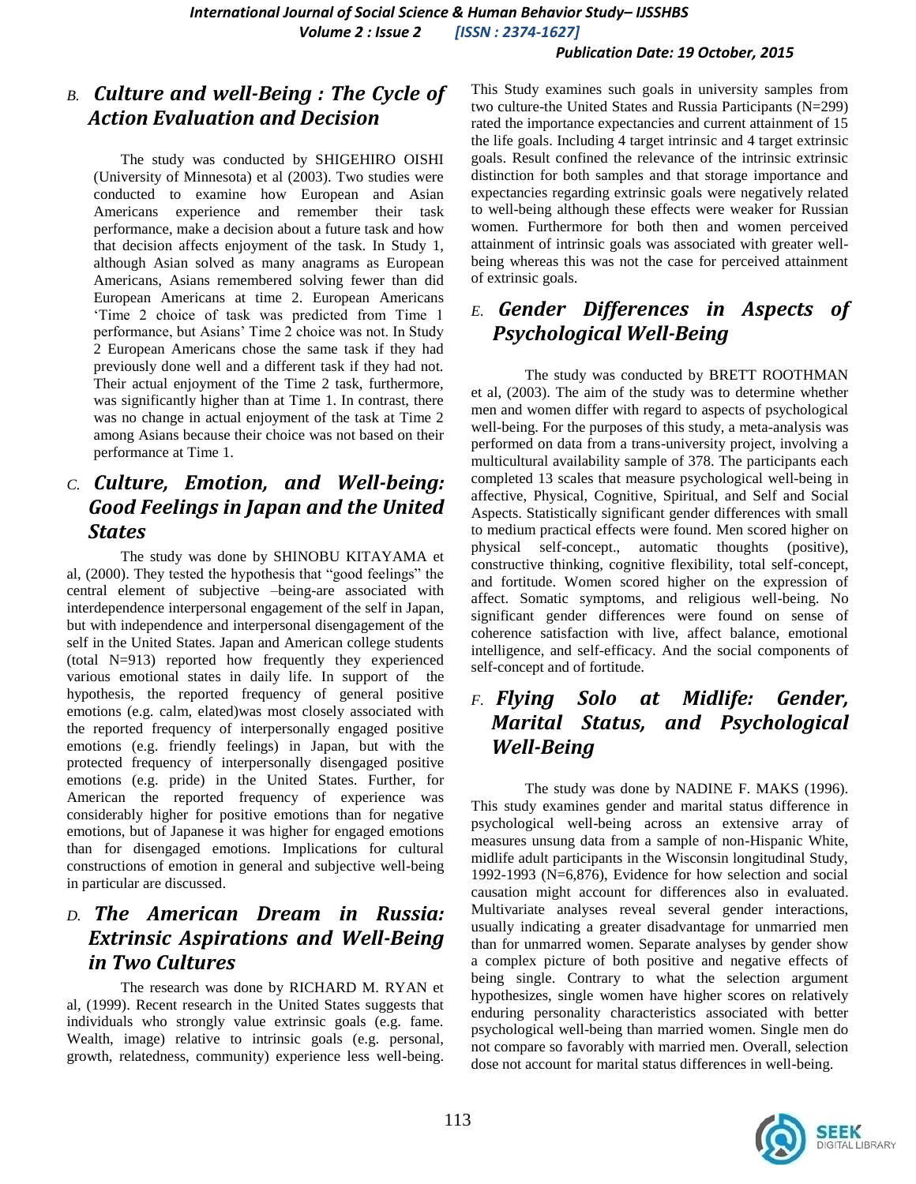### B. *Culture and well-Being : The Cycle of Action Evaluation and Decision*

The study was conducted by SHIGEHIRO OISHI (University of Minnesota) et al (2003). Two studies were conducted to examine how European and Asian Americans experience and remember their task performance, make a decision about a future task and how that decision affects enjoyment of the task. In Study 1, although Asian solved as many anagrams as European Americans, Asians remembered solving fewer than did European Americans at time 2. European Americans 'Time 2 choice of task was predicted from Time 1 performance, but Asians' Time 2 choice was not. In Study 2 European Americans chose the same task if they had previously done well and a different task if they had not. Their actual enjoyment of the Time 2 task, furthermore, was significantly higher than at Time 1. In contrast, there was no change in actual enjoyment of the task at Time 2 among Asians because their choice was not based on their performance at Time 1.

### C. *Culture, Emotion, and Well-being: Good Feelings in Japan and the United States*

The study was done by SHINOBU KITAYAMA et al, (2000). They tested the hypothesis that "good feelings" the central element of subjective –being-are associated with interdependence interpersonal engagement of the self in Japan, but with independence and interpersonal disengagement of the self in the United States. Japan and American college students (total N=913) reported how frequently they experienced various emotional states in daily life. In support of the hypothesis, the reported frequency of general positive emotions (e.g. calm, elated)was most closely associated with the reported frequency of interpersonally engaged positive emotions (e.g. friendly feelings) in Japan, but with the protected frequency of interpersonally disengaged positive emotions (e.g. pride) in the United States. Further, for American the reported frequency of experience was considerably higher for positive emotions than for negative emotions, but of Japanese it was higher for engaged emotions than for disengaged emotions. Implications for cultural constructions of emotion in general and subjective well-being in particular are discussed.

### D. *The American Dream in Russia: Extrinsic Aspirations and Well-Being in Two Cultures*

The research was done by RICHARD M. RYAN et al, (1999). Recent research in the United States suggests that individuals who strongly value extrinsic goals (e.g. fame. Wealth, image) relative to intrinsic goals (e.g. personal, growth, relatedness, community) experience less well-being. This Study examines such goals in university samples from two culture-the United States and Russia Participants (N=299) rated the importance expectancies and current attainment of 15 the life goals. Including 4 target intrinsic and 4 target extrinsic goals. Result confined the relevance of the intrinsic extrinsic distinction for both samples and that storage importance and expectancies regarding extrinsic goals were negatively related to well-being although these effects were weaker for Russian women. Furthermore for both then and women perceived attainment of intrinsic goals was associated with greater well-being whereas this was not the case for perceived attainment of extrinsic goals.

### E. *Gender Differences in Aspects of Psychological Well-Being*

The study was conducted by BRETT ROOTHMAN et al, (2003). The aim of the study was to determine whether men and women differ with regard to aspects of psychological well-being. For the purposes of this study, a meta-analysis was performed on data from a trans-university project, involving a multicultural availability sample of 378. The participants each completed 13 scales that measure psychological well-being in affective, Physical, Cognitive, Spiritual, and Self and Social Aspects. Statistically significant gender differences with small to medium practical effects were found. Men scored higher on physical self-concept., automatic thoughts (positive), constructive thinking, cognitive flexibility, total self-concept, and fortitude. Women scored higher on the expression of affect. Somatic symptoms, and religious well-being. No significant gender differences were found on sense of coherence satisfaction with live, affect balance, emotional intelligence, and self-efficacy. And the social components of self-concept and of fortitude.

### F. *Flying Solo at Midlife: Gender, Marital Status, and Psychological Well-Being*

The study was done by NADINE F. MAKS (1996). This study examines gender and marital status difference in psychological well-being across an extensive array of measures unsung data from a sample of non-Hispanic White, midlife adult participants in the Wisconsin longitudinal Study, 1992-1993 (N=6,876), Evidence for how selection and social causation might account for differences also in evaluated. Multivariate analyses reveal several gender interactions, usually indicating a greater disadvantage for unmarried men than for unmarred women. Separate analyses by gender show a complex picture of both positive and negative effects of being single. Contrary to what the selection argument hypothesizes, single women have higher scores on relatively enduring personality characteristics associated with better psychological well-being than married women. Single men do not compare so favorably with married men. Overall, selection dose not account for marital status differences in well-being.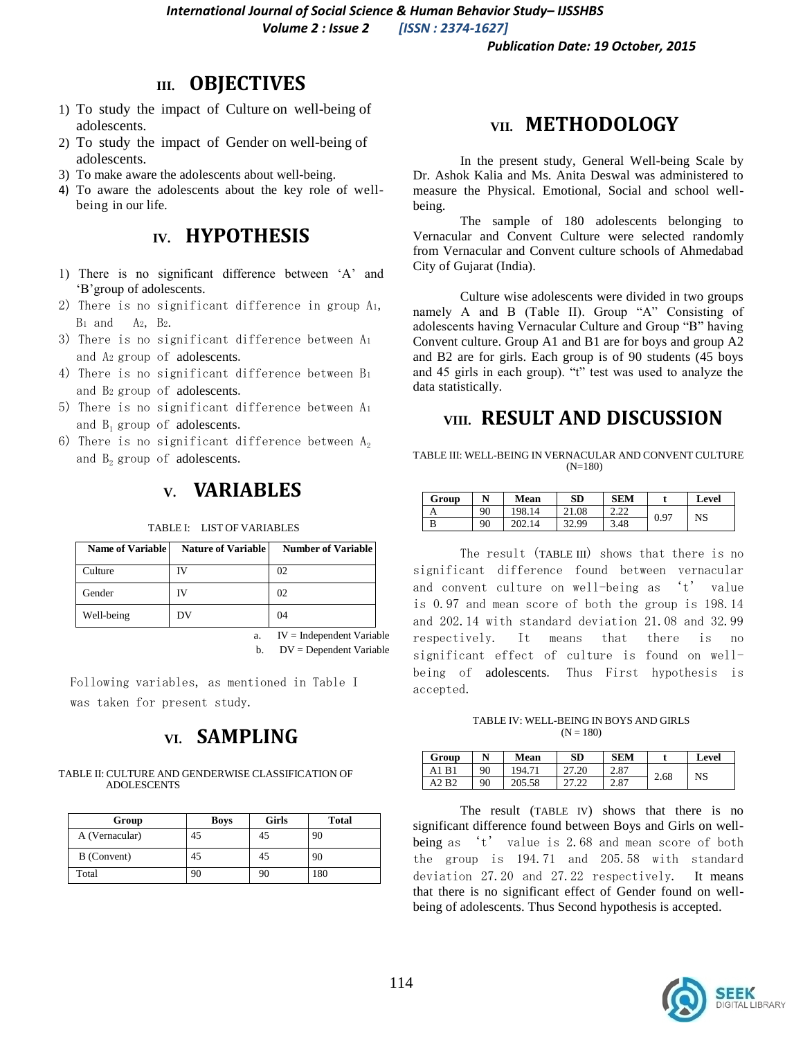## III. OBJECTIVES

1) To study the impact of Culture on well-being of adolescents.
2) To study the impact of Gender on well-being of adolescents.
3) To make aware the adolescents about well-being.
4) To aware the adolescents about the key role of well-being in our life.

## IV. HYPOTHESIS

1) There is no significant difference between 'A' and 'B'group of adolescents.
2) There is no significant difference in group $A_1$, $B_1$ and $A_2$, $B_2$.
3) There is no significant difference between $A_1$ and $A_2$ group of adolescents.
4) There is no significant difference between $B_1$ and $B_2$ group of adolescents.
5) There is no significant difference between $A_1$ and $B_1$ group of adolescents.
6) There is no significant difference between $A_2$ and $B_2$ group of adolescents.

## V. VARIABLES

TABLE I: LIST OF VARIABLES

| Name of Variable | Nature of Variable | Number of Variable |
|---|---|---|
| Culture | IV | 02 |
| Gender | IV | 02 |
| Well-being | DV | 04 |

a. IV = Independent Variable

b. DV = Dependent Variable

Following variables, as mentioned in Table I was taken for present study.

## VI. SAMPLING

TABLE II: CULTURE AND GENDERWISE CLASSIFICATION OF ADOLESCENTS

| Group | Boys | Girls | Total |
|---|---|---|---|
| A (Vernacular) | 45 | 45 | 90 |
| B (Convent) | 45 | 45 | 90 |
| Total | 90 | 90 | 180 |

## VII. METHODOLOGY

In the present study, General Well-being Scale by Dr. Ashok Kalia and Ms. Anita Deswal was administered to measure the Physical. Emotional, Social and school well-being.

The sample of 180 adolescents belonging to Vernacular and Convent Culture were selected randomly from Vernacular and Convent culture schools of Ahmedabad City of Gujarat (India).

Culture wise adolescents were divided in two groups namely A and B (Table II). Group "A" Consisting of adolescents having Vernacular Culture and Group "B" having Convent culture. Group A1 and B1 are for boys and group A2 and B2 are for girls. Each group is of 90 students (45 boys and 45 girls in each group). "t" test was used to analyze the data statistically.

## VIII. RESULT AND DISCUSSION

TABLE III: WELL-BEING IN VERNACULAR AND CONVENT CULTURE (N=180)

| Group | N | Mean | SD | SEM | t | Level |
|---|---|---|---|---|---|---|
| A | 90 | 198.14 | 21.08 | 2.22 | 0.97 | NS |
| B | 90 | 202.14 | 32.99 | 3.48 | | |

The result (TABLE III) shows that there is no significant difference found between vernacular and convent culture on well-being as 't' value is 0.97 and mean score of both the group is 198.14 and 202.14 with standard deviation 21.08 and 32.99 respectively. It means that there is no significant effect of culture is found on well-being of adolescents. Thus First hypothesis is accepted.

TABLE IV: WELL-BEING IN BOYS AND GIRLS (N = 180)

| Group | N | Mean | SD | SEM | t | Level |
|---|---|---|---|---|---|---|
| A1 B1 | 90 | 194.71 | 27.20 | 2.87 | 2.68 | NS |
| A2 B2 | 90 | 205.58 | 27.22 | 2.87 | | |

The result (TABLE IV) shows that there is no significant difference found between Boys and Girls on well-being as 't' value is 2.68 and mean score of both the group is 194.71 and 205.58 with standard deviation 27.20 and 27.22 respectively. It means that there is no significant effect of Gender found on well-being of adolescents. Thus Second hypothesis is accepted.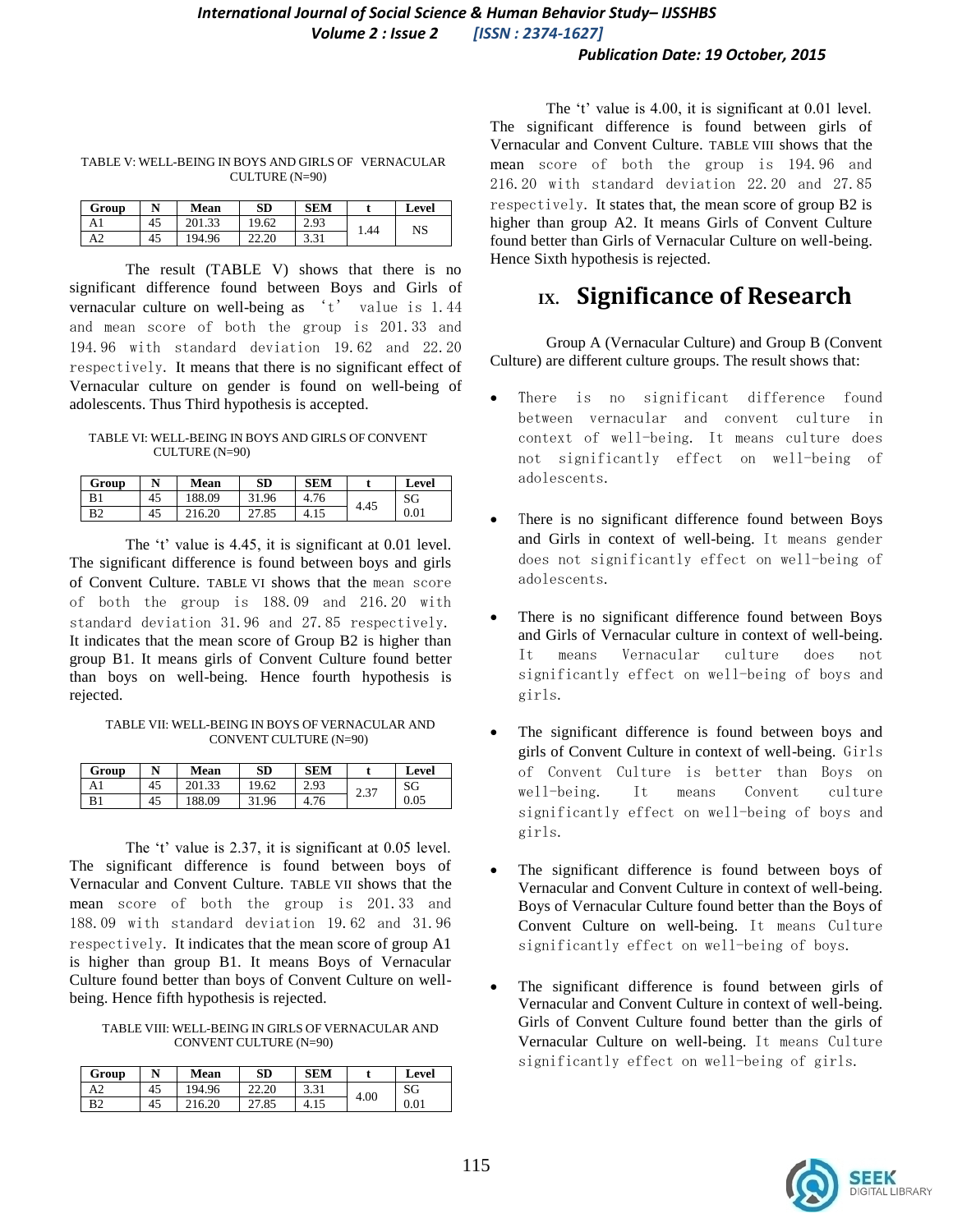TABLE V: WELL-BEING IN BOYS AND GIRLS OF VERNACULAR CULTURE (N=90)

| Group | N | Mean | SD | SEM | t | Level |
|---|---|---|---|---|---|---|
| A1 | 45 | 201.33 | 19.62 | 2.93 | 1.44 | NS |
| A2 | 45 | 194.96 | 22.20 | 3.31 | | |

The result (TABLE V) shows that there is no significant difference found between Boys and Girls of vernacular culture on well-being as 't' value is 1.44 and mean score of both the group is 201.33 and 194.96 with standard deviation 19.62 and 22.20 respectively. It means that there is no significant effect of Vernacular culture on gender is found on well-being of adolescents. Thus Third hypothesis is accepted.

TABLE VI: WELL-BEING IN BOYS AND GIRLS OF CONVENT CULTURE (N=90)

| Group | N | Mean | SD | SEM | t | Level |
|---|---|---|---|---|---|---|
| B1 | 45 | 188.09 | 31.96 | 4.76 | 4.45 | SG 0.01 |
| B2 | 45 | 216.20 | 27.85 | 4.15 | | |

The 't' value is 4.45, it is significant at 0.01 level. The significant difference is found between boys and girls of Convent Culture. TABLE VI shows that the mean score of both the group is 188.09 and 216.20 with standard deviation 31.96 and 27.85 respectively. It indicates that the mean score of Group B2 is higher than group B1. It means girls of Convent Culture found better than boys on well-being. Hence fourth hypothesis is rejected.

TABLE VII: WELL-BEING IN BOYS OF VERNACULAR AND CONVENT CULTURE (N=90)

| Group | N | Mean | SD | SEM | t | Level |
|---|---|---|---|---|---|---|
| A1 | 45 | 201.33 | 19.62 | 2.93 | 2.37 | SG 0.05 |
| B1 | 45 | 188.09 | 31.96 | 4.76 | | |

The 't' value is 2.37, it is significant at 0.05 level. The significant difference is found between boys of Vernacular and Convent Culture. TABLE VII shows that the mean score of both the group is 201.33 and 188.09 with standard deviation 19.62 and 31.96 respectively. It indicates that the mean score of group A1 is higher than group B1. It means Boys of Vernacular Culture found better than boys of Convent Culture on well-being. Hence fifth hypothesis is rejected.

TABLE VIII: WELL-BEING IN GIRLS OF VERNACULAR AND CONVENT CULTURE (N=90)

| Group | N | Mean | SD | SEM | t | Level |
|---|---|---|---|---|---|---|
| A2 | 45 | 194.96 | 22.20 | 3.31 | 4.00 | SG 0.01 |
| B2 | 45 | 216.20 | 27.85 | 4.15 | | |

The 't' value is 4.00, it is significant at 0.01 level. The significant difference is found between girls of Vernacular and Convent Culture. TABLE VIII shows that the mean score of both the group is 194.96 and 216.20 with standard deviation 22.20 and 27.85 respectively. It states that, the mean score of group B2 is higher than group A2. It means Girls of Convent Culture found better than Girls of Vernacular Culture on well-being. Hence Sixth hypothesis is rejected.

## IX. Significance of Research

Group A (Vernacular Culture) and Group B (Convent Culture) are different culture groups. The result shows that:

- There is no significant difference found between vernacular and convent culture in context of well-being. It means culture does not significantly effect on well-being of adolescents.
- There is no significant difference found between Boys and Girls in context of well-being. It means gender does not significantly effect on well-being of adolescents.
- There is no significant difference found between Boys and Girls of Vernacular culture in context of well-being. It means Vernacular culture does not significantly effect on well-being of boys and girls.
- The significant difference is found between boys and girls of Convent Culture in context of well-being. Girls of Convent Culture is better than Boys on well-being. It means Convent culture significantly effect on well-being of boys and girls.
- The significant difference is found between boys of Vernacular and Convent Culture in context of well-being. Boys of Vernacular Culture found better than the Boys of Convent Culture on well-being. It means Culture significantly effect on well-being of boys.
- The significant difference is found between girls of Vernacular and Convent Culture in context of well-being. Girls of Convent Culture found better than the girls of Vernacular Culture on well-being. It means Culture significantly effect on well-being of girls.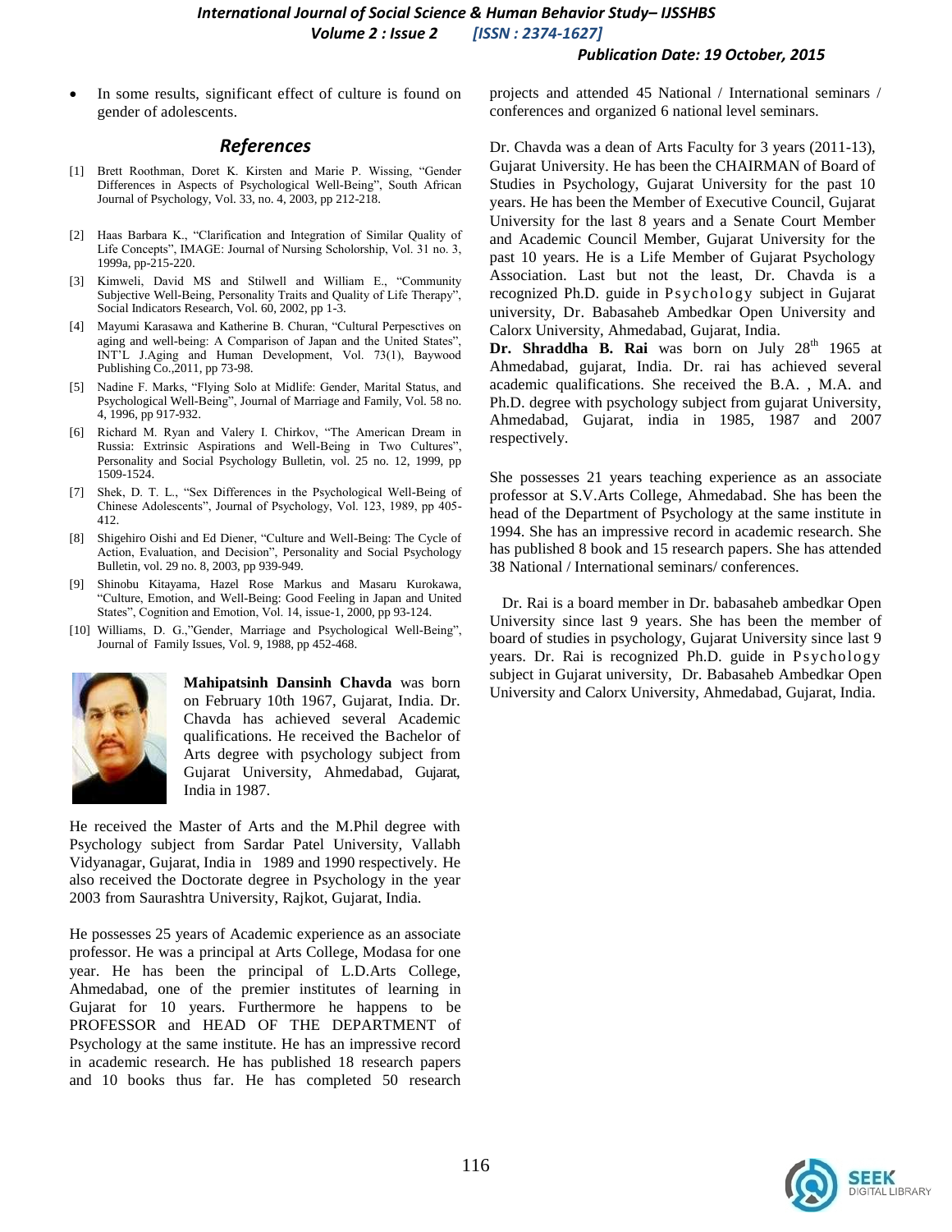- In some results, significant effect of culture is found on gender of adolescents.

## References

[1] Brett Roothman, Doret K. Kirsten and Marie P. Wissing, "Gender Differences in Aspects of Psychological Well-Being", South African Journal of Psychology, Vol. 33, no. 4, 2003, pp 212-218.

[2] Haas Barbara K., "Clarification and Integration of Similar Quality of Life Concepts", IMAGE: Journal of Nursing Scholorship, Vol. 31 no. 3, 1999a, pp-215-220.

[3] Kimweli, David MS and Stilwell and William E., "Community Subjective Well-Being, Personality Traits and Quality of Life Therapy", Social Indicators Research, Vol. 60, 2002, pp 1-3.

[4] Mayumi Karasawa and Katherine B. Churan, "Cultural Perpesctives on aging and well-being: A Comparison of Japan and the United States", INT'L J.Aging and Human Development, Vol. 73(1), Baywood Publishing Co.,2011, pp 73-98.

[5] Nadine F. Marks, "Flying Solo at Midlife: Gender, Marital Status, and Psychological Well-Being", Journal of Marriage and Family, Vol. 58 no. 4, 1996, pp 917-932.

[6] Richard M. Ryan and Valery I. Chirkov, "The American Dream in Russia: Extrinsic Aspirations and Well-Being in Two Cultures", Personality and Social Psychology Bulletin, vol. 25 no. 12, 1999, pp 1509-1524.

[7] Shek, D. T. L., "Sex Differences in the Psychological Well-Being of Chinese Adolescents", Journal of Psychology, Vol. 123, 1989, pp 405-412.

[8] Shigehiro Oishi and Ed Diener, "Culture and Well-Being: The Cycle of Action, Evaluation, and Decision", Personality and Social Psychology Bulletin, vol. 29 no. 8, 2003, pp 939-949.

[9] Shinobu Kitayama, Hazel Rose Markus and Masaru Kurokawa, "Culture, Emotion, and Well-Being: Good Feeling in Japan and United States", Cognition and Emotion, Vol. 14, issue-1, 2000, pp 93-124.

[10] Williams, D. G.,"Gender, Marriage and Psychological Well-Being", Journal of Family Issues, Vol. 9, 1988, pp 452-468.

**Mahipatsinh Dansinh Chavda** was born on February 10th 1967, Gujarat, India. Dr. Chavda has achieved several Academic qualifications. He received the Bachelor of Arts degree with psychology subject from Gujarat University, Ahmedabad, Gujarat, India in 1987.

He received the Master of Arts and the M.Phil degree with Psychology subject from Sardar Patel University, Vallabh Vidyanagar, Gujarat, India in 1989 and 1990 respectively. He also received the Doctorate degree in Psychology in the year 2003 from Saurashtra University, Rajkot, Gujarat, India.

He possesses 25 years of Academic experience as an associate professor. He was a principal at Arts College, Modasa for one year. He has been the principal of L.D.Arts College, Ahmedabad, one of the premier institutes of learning in Gujarat for 10 years. Furthermore he happens to be PROFESSOR and HEAD OF THE DEPARTMENT of Psychology at the same institute. He has an impressive record in academic research. He has published 18 research papers and 10 books thus far. He has completed 50 research projects and attended 45 National / International seminars / conferences and organized 6 national level seminars.

Dr. Chavda was a dean of Arts Faculty for 3 years (2011-13), Gujarat University. He has been the CHAIRMAN of Board of Studies in Psychology, Gujarat University for the past 10 years. He has been the Member of Executive Council, Gujarat University for the last 8 years and a Senate Court Member and Academic Council Member, Gujarat University for the past 10 years. He is a Life Member of Gujarat Psychology Association. Last but not the least, Dr. Chavda is a recognized Ph.D. guide in Psychology subject in Gujarat university, Dr. Babasaheb Ambedkar Open University and Calorx University, Ahmedabad, Gujarat, India.

**Dr. Shraddha B. Rai** was born on July 28th 1965 at Ahmedabad, gujarat, India. Dr. rai has achieved several academic qualifications. She received the B.A. , M.A. and Ph.D. degree with psychology subject from gujarat University, Ahmedabad, Gujarat, india in 1985, 1987 and 2007 respectively.

She possesses 21 years teaching experience as an associate professor at S.V.Arts College, Ahmedabad. She has been the head of the Department of Psychology at the same institute in 1994. She has an impressive record in academic research. She has published 8 book and 15 research papers. She has attended 38 National / International seminars/ conferences.

Dr. Rai is a board member in Dr. babasaheb ambedkar Open University since last 9 years. She has been the member of board of studies in psychology, Gujarat University since last 9 years. Dr. Rai is recognized Ph.D. guide in Psychology subject in Gujarat university, Dr. Babasaheb Ambedkar Open University and Calorx University, Ahmedabad, Gujarat, India.